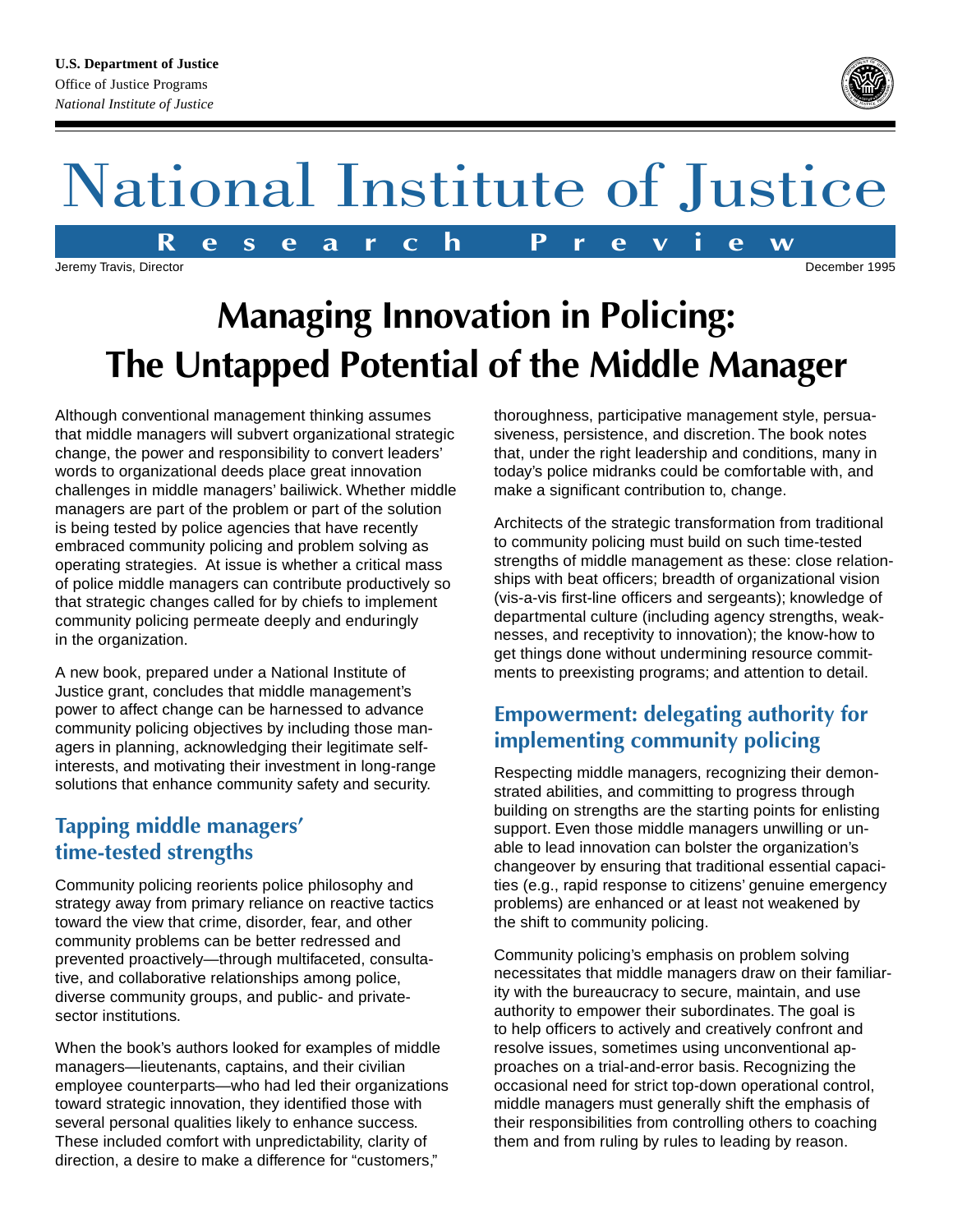**U.S. Department of Justice**
Office of Justice Programs
*National Institute of Justice*

# National Institute of Justice

**Research Preview**

Jeremy Travis, Director

December 1995

# Managing Innovation in Policing: The Untapped Potential of the Middle Manager

Although conventional management thinking assumes that middle managers will subvert organizational strategic change, the power and responsibility to convert leaders' words to organizational deeds place great innovation challenges in middle managers' bailiwick. Whether middle managers are part of the problem or part of the solution is being tested by police agencies that have recently embraced community policing and problem solving as operating strategies. At issue is whether a critical mass of police middle managers can contribute productively so that strategic changes called for by chiefs to implement community policing permeate deeply and enduringly in the organization.

A new book, prepared under a National Institute of Justice grant, concludes that middle management's power to affect change can be harnessed to advance community policing objectives by including those managers in planning, acknowledging their legitimate self-interests, and motivating their investment in long-range solutions that enhance community safety and security.

## Tapping middle managers' time-tested strengths

Community policing reorients police philosophy and strategy away from primary reliance on reactive tactics toward the view that crime, disorder, fear, and other community problems can be better redressed and prevented proactively—through multifaceted, consultative, and collaborative relationships among police, diverse community groups, and public- and private-sector institutions.

When the book's authors looked for examples of middle managers—lieutenants, captains, and their civilian employee counterparts—who had led their organizations toward strategic innovation, they identified those with several personal qualities likely to enhance success. These included comfort with unpredictability, clarity of direction, a desire to make a difference for "customers," thoroughness, participative management style, persuasiveness, persistence, and discretion. The book notes that, under the right leadership and conditions, many in today's police midranks could be comfortable with, and make a significant contribution to, change.

Architects of the strategic transformation from traditional to community policing must build on such time-tested strengths of middle management as these: close relationships with beat officers; breadth of organizational vision (vis-a-vis first-line officers and sergeants); knowledge of departmental culture (including agency strengths, weaknesses, and receptivity to innovation); the know-how to get things done without undermining resource commitments to preexisting programs; and attention to detail.

## Empowerment: delegating authority for implementing community policing

Respecting middle managers, recognizing their demonstrated abilities, and committing to progress through building on strengths are the starting points for enlisting support. Even those middle managers unwilling or unable to lead innovation can bolster the organization's changeover by ensuring that traditional essential capacities (e.g., rapid response to citizens' genuine emergency problems) are enhanced or at least not weakened by the shift to community policing.

Community policing's emphasis on problem solving necessitates that middle managers draw on their familiarity with the bureaucracy to secure, maintain, and use authority to empower their subordinates. The goal is to help officers to actively and creatively confront and resolve issues, sometimes using unconventional approaches on a trial-and-error basis. Recognizing the occasional need for strict top-down operational control, middle managers must generally shift the emphasis of their responsibilities from controlling others to coaching them and from ruling by rules to leading by reason.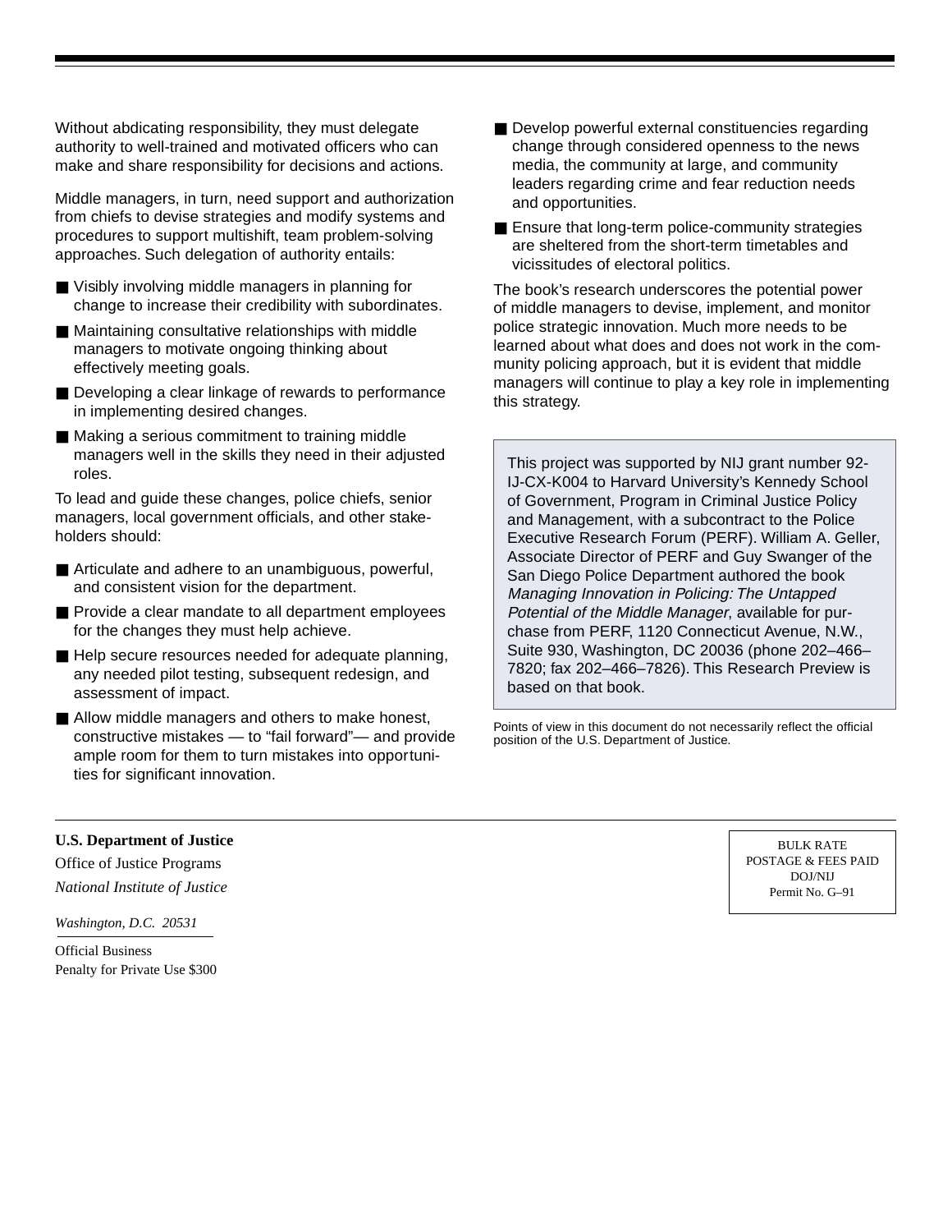Without abdicating responsibility, they must delegate authority to well-trained and motivated officers who can make and share responsibility for decisions and actions.

Middle managers, in turn, need support and authorization from chiefs to devise strategies and modify systems and procedures to support multishift, team problem-solving approaches. Such delegation of authority entails:

- Visibly involving middle managers in planning for change to increase their credibility with subordinates.
- Maintaining consultative relationships with middle managers to motivate ongoing thinking about effectively meeting goals.
- Developing a clear linkage of rewards to performance in implementing desired changes.
- Making a serious commitment to training middle managers well in the skills they need in their adjusted roles.

To lead and guide these changes, police chiefs, senior managers, local government officials, and other stakeholders should:

- Articulate and adhere to an unambiguous, powerful, and consistent vision for the department.
- Provide a clear mandate to all department employees for the changes they must help achieve.
- Help secure resources needed for adequate planning, any needed pilot testing, subsequent redesign, and assessment of impact.
- Allow middle managers and others to make honest, constructive mistakes — to "fail forward"— and provide ample room for them to turn mistakes into opportunities for significant innovation.
- Develop powerful external constituencies regarding change through considered openness to the news media, the community at large, and community leaders regarding crime and fear reduction needs and opportunities.
- Ensure that long-term police-community strategies are sheltered from the short-term timetables and vicissitudes of electoral politics.

The book's research underscores the potential power of middle managers to devise, implement, and monitor police strategic innovation. Much more needs to be learned about what does and does not work in the community policing approach, but it is evident that middle managers will continue to play a key role in implementing this strategy.

This project was supported by NIJ grant number 92-IJ-CX-K004 to Harvard University's Kennedy School of Government, Program in Criminal Justice Policy and Management, with a subcontract to the Police Executive Research Forum (PERF). William A. Geller, Associate Director of PERF and Guy Swanger of the San Diego Police Department authored the book *Managing Innovation in Policing: The Untapped Potential of the Middle Manager*, available for purchase from PERF, 1120 Connecticut Avenue, N.W., Suite 930, Washington, DC 20036 (phone 202–466–7820; fax 202–466–7826). This Research Preview is based on that book.

Points of view in this document do not necessarily reflect the official position of the U.S. Department of Justice.

**U.S. Department of Justice**

Office of Justice Programs

*National Institute of Justice*

*Washington, D.C. 20531*

Official Business

Penalty for Private Use $300

BULK RATE
POSTAGE & FEES PAID
DOJ/NIJ
Permit No. G–91